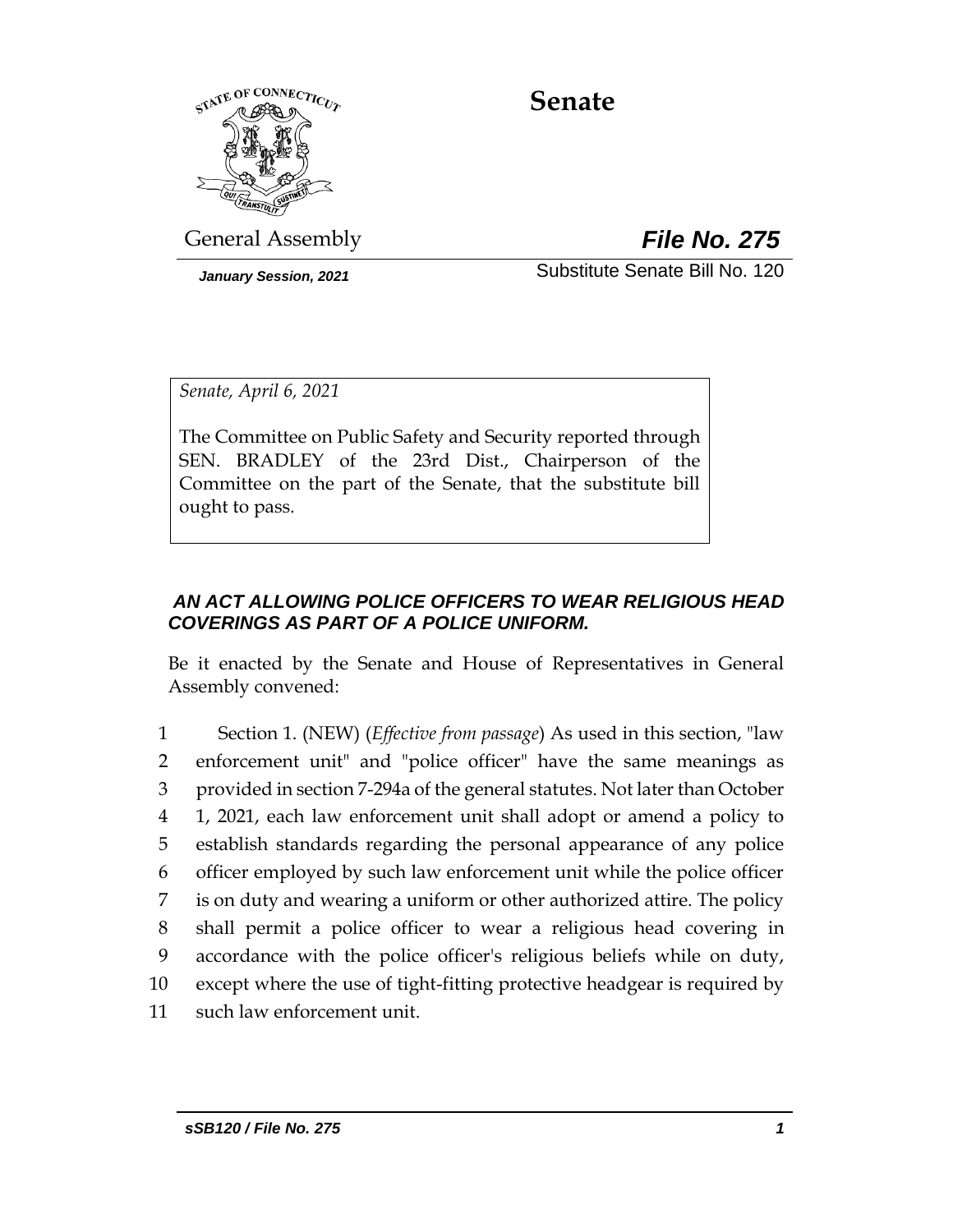# Senate

General Assembly

***File No. 275***

*January Session, 2021*

Substitute Senate Bill No. 120

*Senate, April 6, 2021*

The Committee on Public Safety and Security reported through SEN. BRADLEY of the 23rd Dist., Chairperson of the Committee on the part of the Senate, that the substitute bill ought to pass.

***AN ACT ALLOWING POLICE OFFICERS TO WEAR RELIGIOUS HEAD COVERINGS AS PART OF A POLICE UNIFORM.***

Be it enacted by the Senate and House of Representatives in General Assembly convened:

1 Section 1. (NEW) (*Effective from passage*) As used in this section, "law
2 enforcement unit" and "police officer" have the same meanings as
3 provided in section 7-294a of the general statutes. Not later than October
4 1, 2021, each law enforcement unit shall adopt or amend a policy to
5 establish standards regarding the personal appearance of any police
6 officer employed by such law enforcement unit while the police officer
7 is on duty and wearing a uniform or other authorized attire. The policy
8 shall permit a police officer to wear a religious head covering in
9 accordance with the police officer's religious beliefs while on duty,
10 except where the use of tight-fitting protective headgear is required by
11 such law enforcement unit.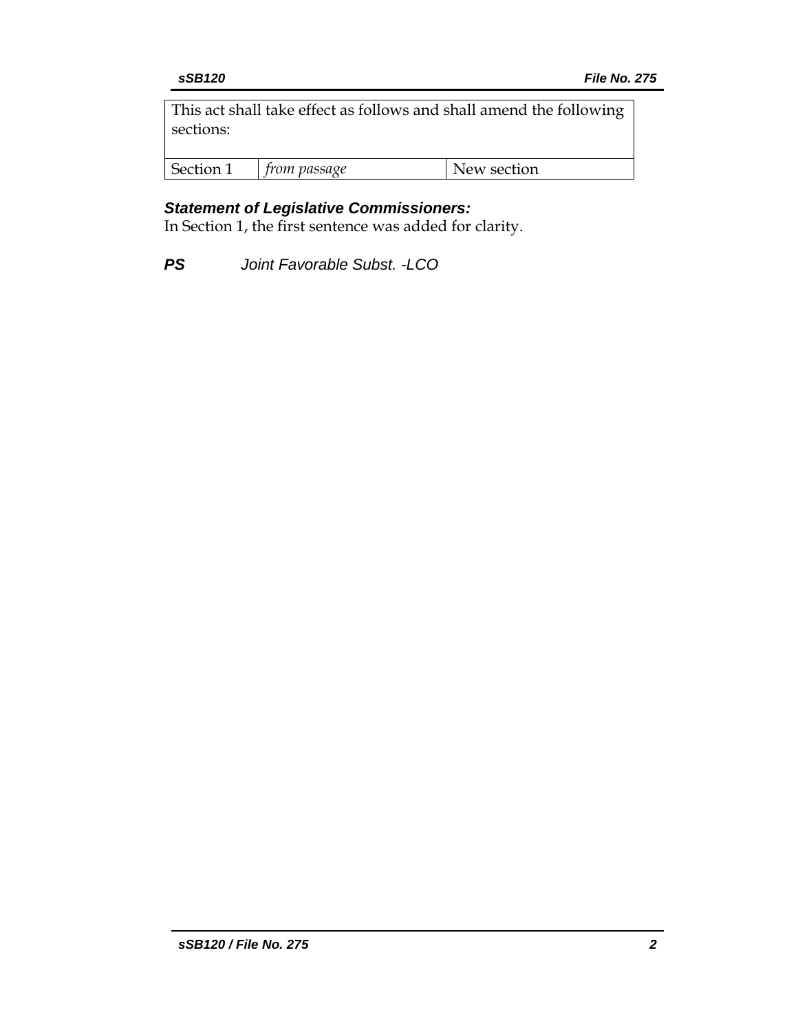| This act shall take effect as follows and shall amend the following sections: | | |
| --- | --- | --- |
| Section 1 | *from passage* | New section |

***Statement of Legislative Commissioners:***
In Section 1, the first sentence was added for clarity.

***PS*** *Joint Favorable Subst. -LCO*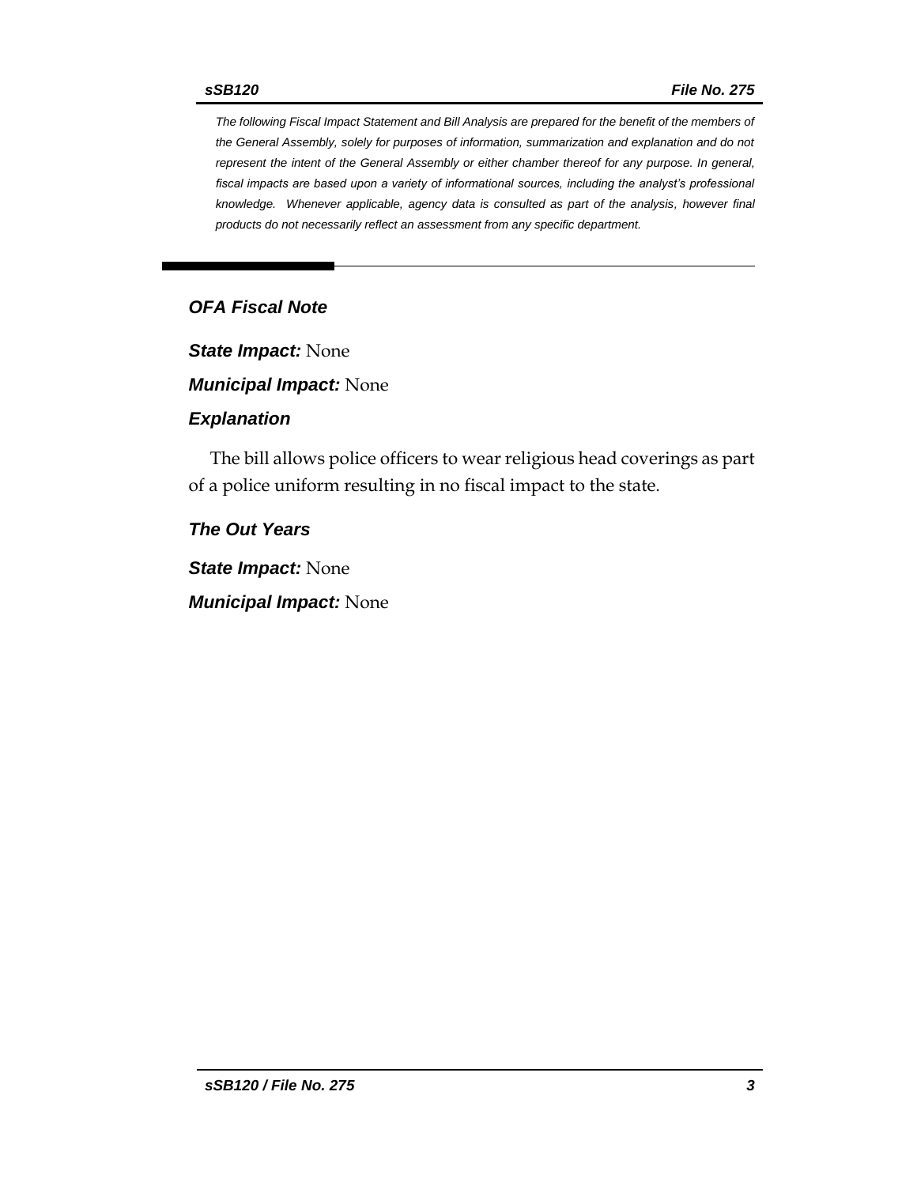*The following Fiscal Impact Statement and Bill Analysis are prepared for the benefit of the members of the General Assembly, solely for purposes of information, summarization and explanation and do not represent the intent of the General Assembly or either chamber thereof for any purpose. In general, fiscal impacts are based upon a variety of informational sources, including the analyst's professional knowledge. Whenever applicable, agency data is consulted as part of the analysis, however final products do not necessarily reflect an assessment from any specific department.*

---

## *OFA Fiscal Note*

***State Impact:*** None

***Municipal Impact:*** None

### *Explanation*

The bill allows police officers to wear religious head coverings as part of a police uniform resulting in no fiscal impact to the state.

### *The Out Years*

***State Impact:*** None

***Municipal Impact:*** None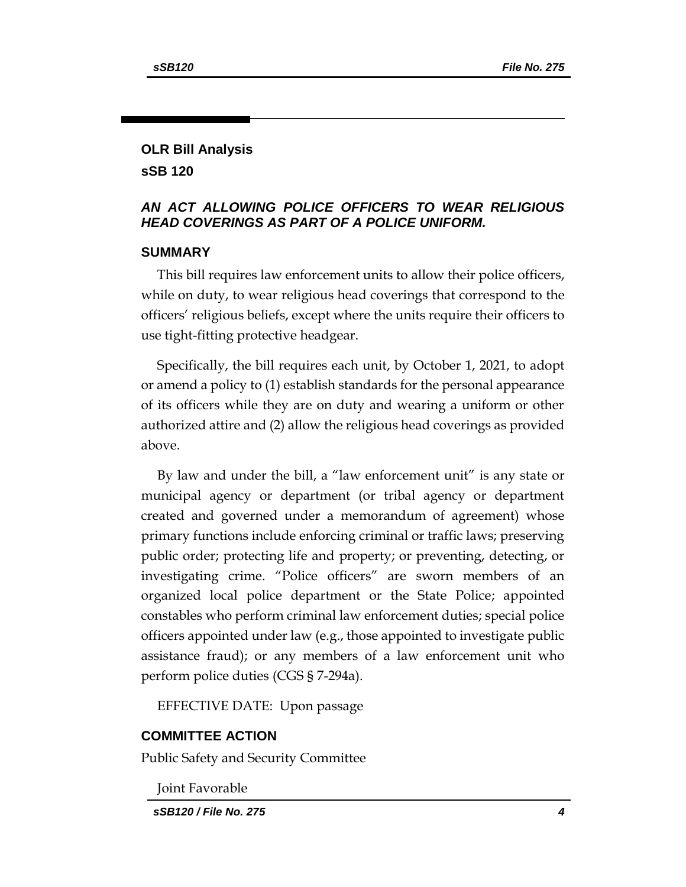## OLR Bill Analysis

## sSB 120

### *AN ACT ALLOWING POLICE OFFICERS TO WEAR RELIGIOUS HEAD COVERINGS AS PART OF A POLICE UNIFORM.*

### SUMMARY

This bill requires law enforcement units to allow their police officers, while on duty, to wear religious head coverings that correspond to the officers' religious beliefs, except where the units require their officers to use tight-fitting protective headgear.

Specifically, the bill requires each unit, by October 1, 2021, to adopt or amend a policy to (1) establish standards for the personal appearance of its officers while they are on duty and wearing a uniform or other authorized attire and (2) allow the religious head coverings as provided above.

By law and under the bill, a "law enforcement unit" is any state or municipal agency or department (or tribal agency or department created and governed under a memorandum of agreement) whose primary functions include enforcing criminal or traffic laws; preserving public order; protecting life and property; or preventing, detecting, or investigating crime. "Police officers" are sworn members of an organized local police department or the State Police; appointed constables who perform criminal law enforcement duties; special police officers appointed under law (e.g., those appointed to investigate public assistance fraud); or any members of a law enforcement unit who perform police duties (CGS § 7-294a).

EFFECTIVE DATE: Upon passage

### COMMITTEE ACTION

Public Safety and Security Committee

Joint Favorable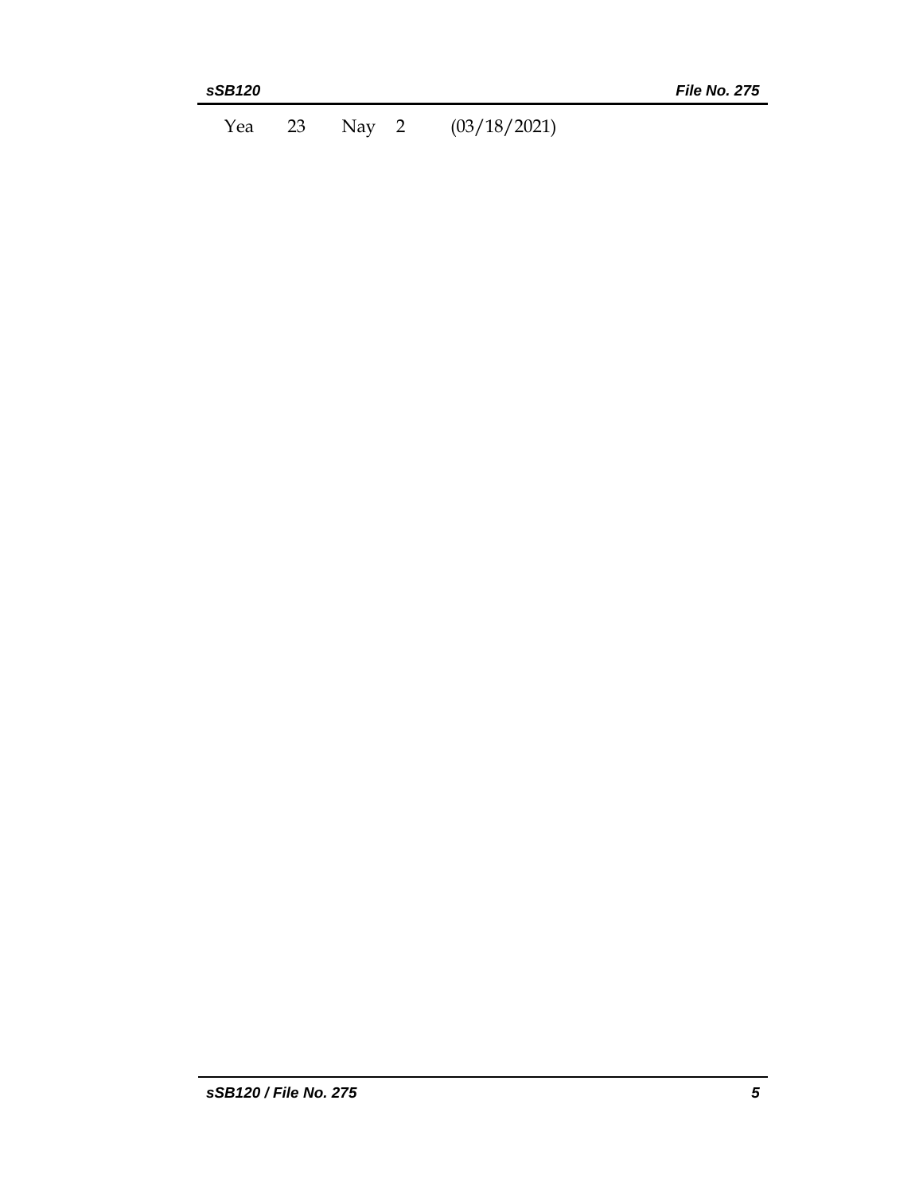Yea 23 Nay 2 (03/18/2021)